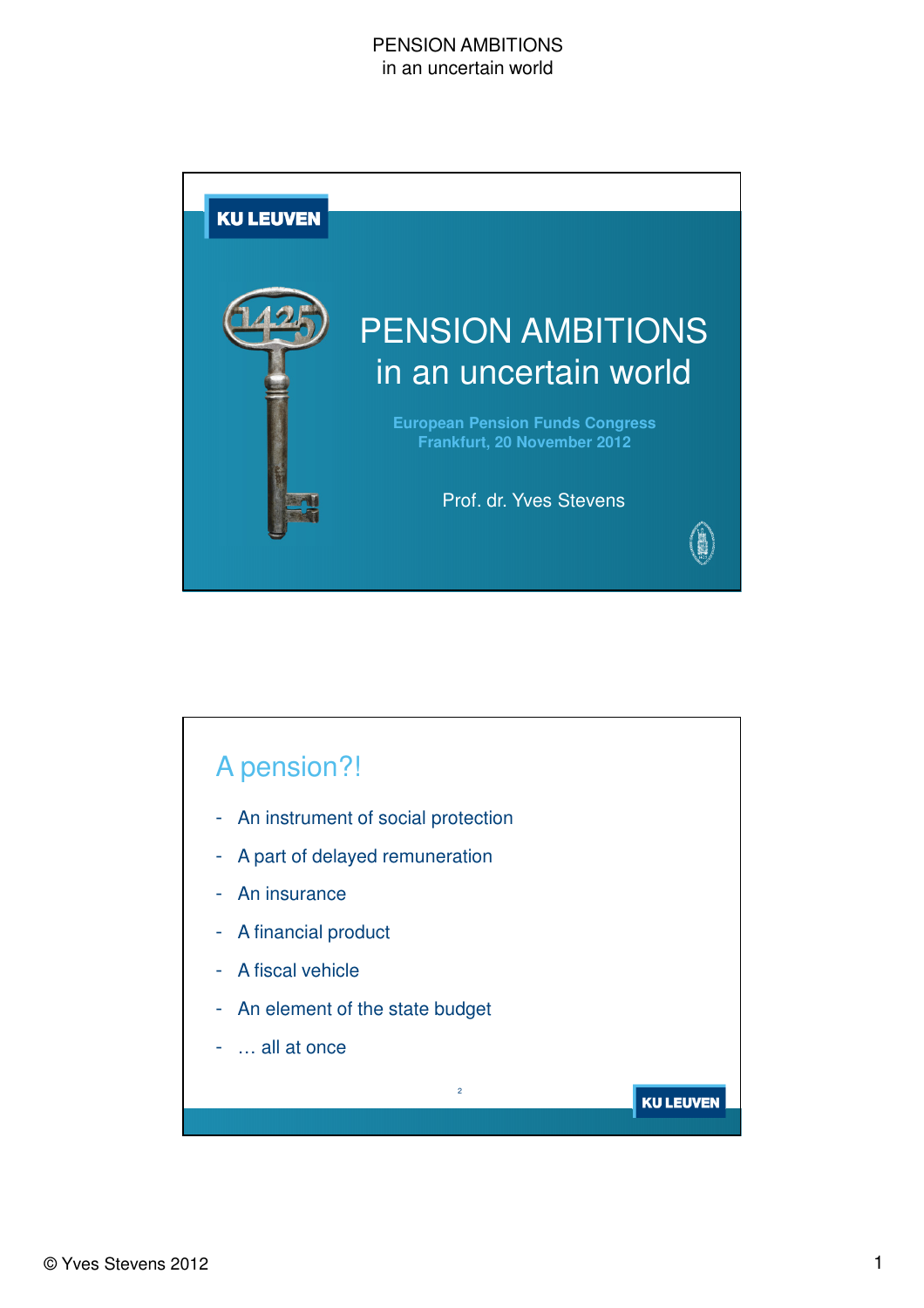# PENSION AMBITIONS
## in an uncertain world

European Pension Funds Congress
Frankfurt, 20 November 2012

Prof. dr. Yves Stevens

---

## A pension?!

- An instrument of social protection
- A part of delayed remuneration
- An insurance
- A financial product
- A fiscal vehicle
- An element of the state budget
- … all at once

© Yves Stevens 2012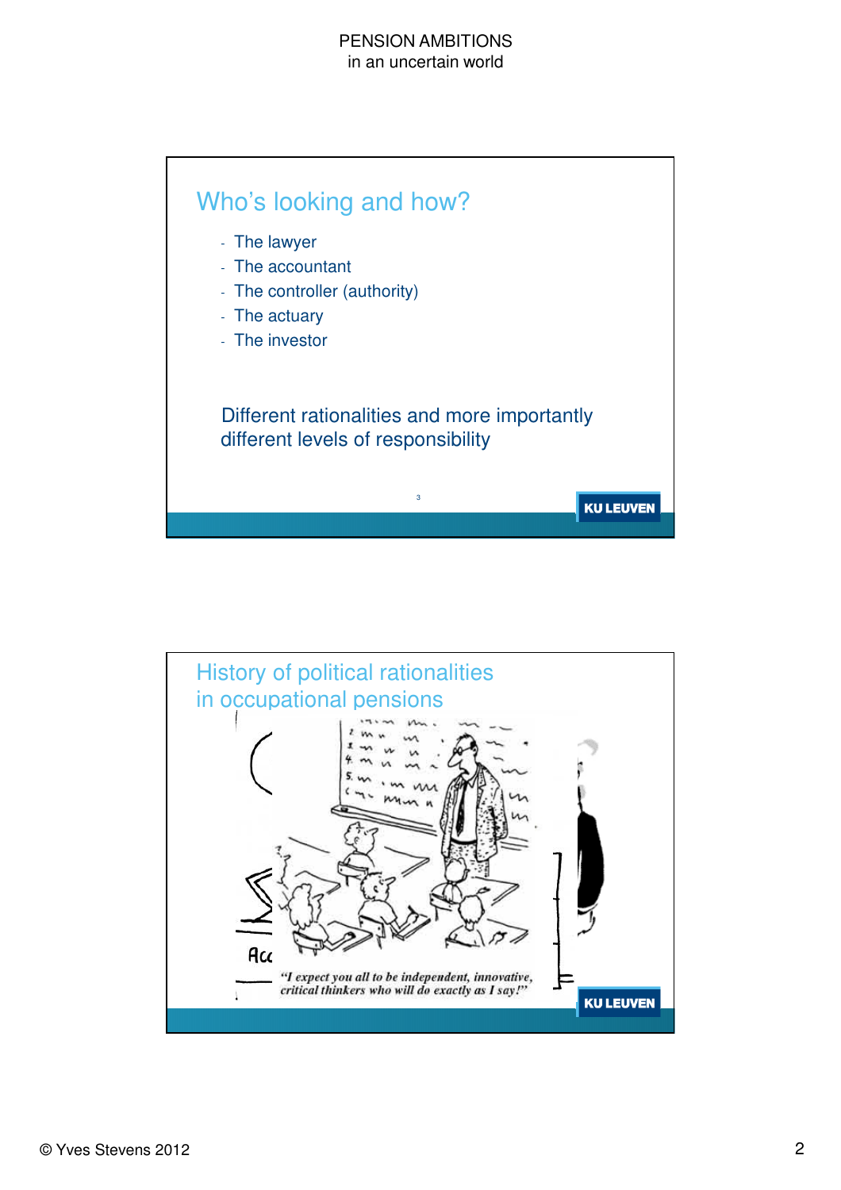## Who's looking and how?

- The lawyer
- The accountant
- The controller (authority)
- The actuary
- The investor

Different rationalities and more importantly different levels of responsibility

## History of political rationalities in occupational pensions

"I expect you all to be independent, innovative, critical thinkers who will do exactly as I say!"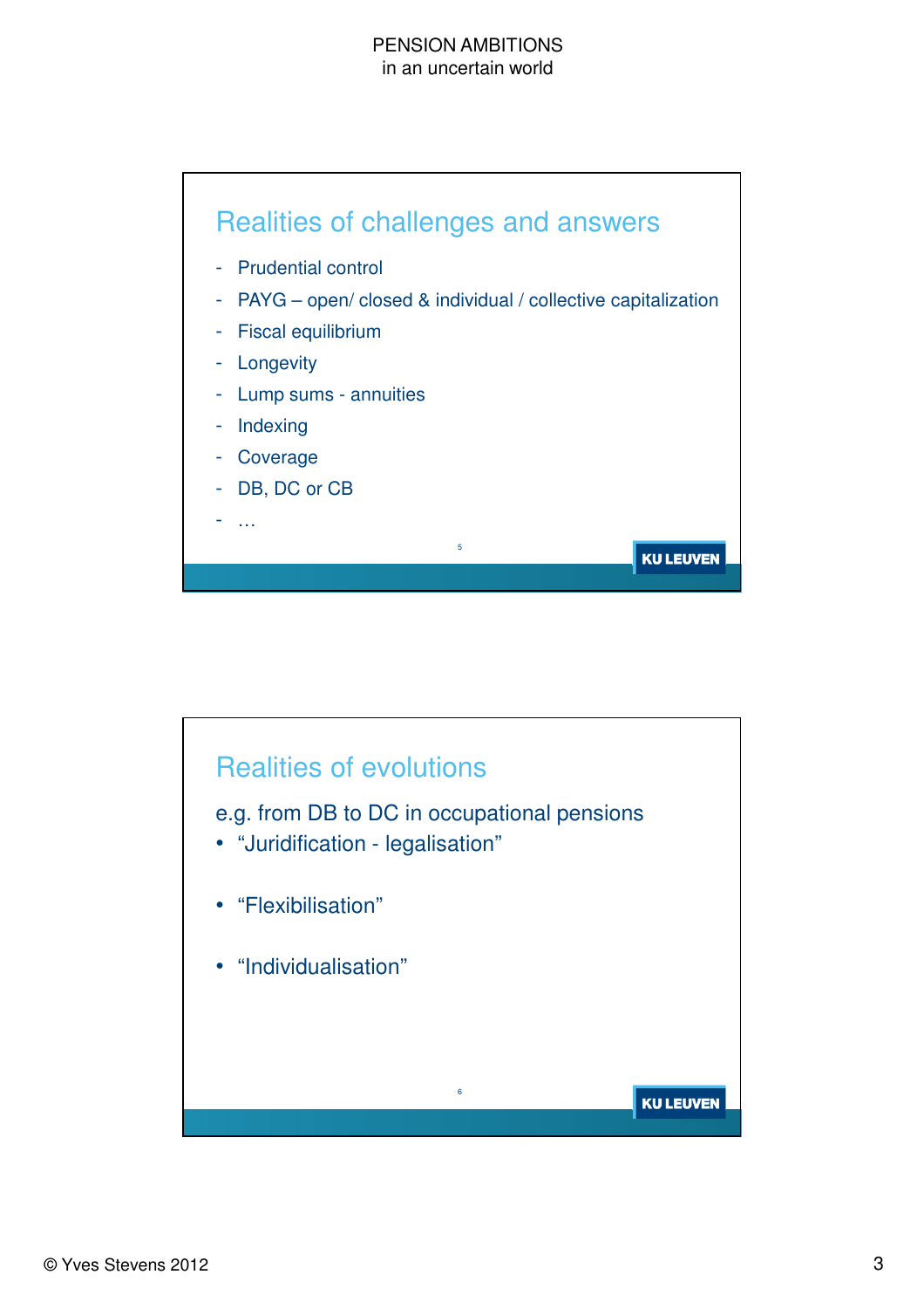## Realities of challenges and answers

- Prudential control
- PAYG – open/ closed & individual / collective capitalization
- Fiscal equilibrium
- Longevity
- Lump sums - annuities
- Indexing
- Coverage
- DB, DC or CB
- …

## Realities of evolutions

e.g. from DB to DC in occupational pensions

- “Juridification - legalisation”
- “Flexibilisation”
- “Individualisation”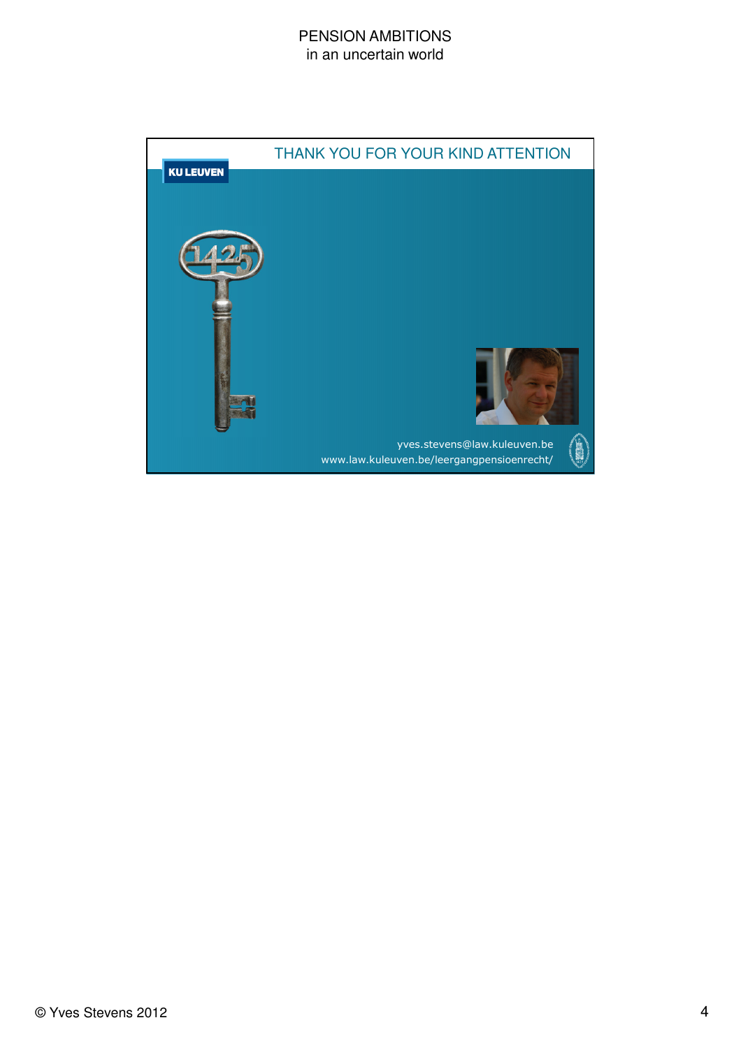# THANK YOU FOR YOUR KIND ATTENTION

KU LEUVEN

yves.stevens@law.kuleuven.be
www.law.kuleuven.be/leergangpensioenrecht/